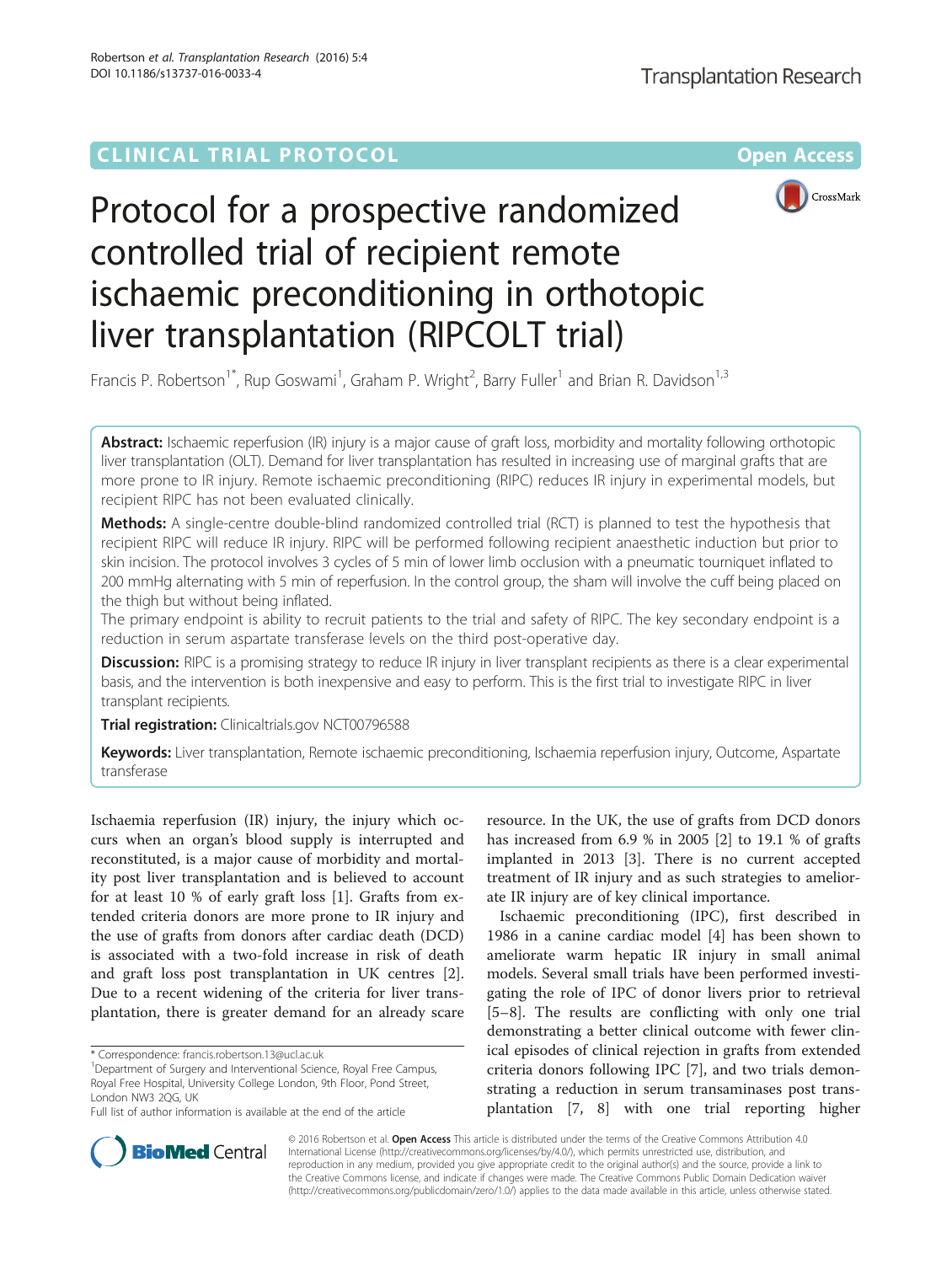CLINICAL TRIAL PROTOCOL

Open Access

# Protocol for a prospective randomized controlled trial of recipient remote ischaemic preconditioning in orthotopic liver transplantation (RIPCOLT trial)

Francis P. Robertson[1*], Rup Goswami[1], Graham P. Wright[2], Barry Fuller[1] and Brian R. Davidson[1,3]

**Abstract:** Ischaemic reperfusion (IR) injury is a major cause of graft loss, morbidity and mortality following orthotopic liver transplantation (OLT). Demand for liver transplantation has resulted in increasing use of marginal grafts that are more prone to IR injury. Remote ischaemic preconditioning (RIPC) reduces IR injury in experimental models, but recipient RIPC has not been evaluated clinically.

**Methods:** A single-centre double-blind randomized controlled trial (RCT) is planned to test the hypothesis that recipient RIPC will reduce IR injury. RIPC will be performed following recipient anaesthetic induction but prior to skin incision. The protocol involves 3 cycles of 5 min of lower limb occlusion with a pneumatic tourniquet inflated to 200 mmHg alternating with 5 min of reperfusion. In the control group, the sham will involve the cuff being placed on the thigh but without being inflated.

The primary endpoint is ability to recruit patients to the trial and safety of RIPC. The key secondary endpoint is a reduction in serum aspartate transferase levels on the third post-operative day.

**Discussion:** RIPC is a promising strategy to reduce IR injury in liver transplant recipients as there is a clear experimental basis, and the intervention is both inexpensive and easy to perform. This is the first trial to investigate RIPC in liver transplant recipients.

**Trial registration:** Clinicaltrials.gov NCT00796588

**Keywords:** Liver transplantation, Remote ischaemic preconditioning, Ischaemia reperfusion injury, Outcome, Aspartate transferase

Ischaemia reperfusion (IR) injury, the injury which occurs when an organ's blood supply is interrupted and reconstituted, is a major cause of morbidity and mortality post liver transplantation and is believed to account for at least 10 % of early graft loss [1]. Grafts from extended criteria donors are more prone to IR injury and the use of grafts from donors after cardiac death (DCD) is associated with a two-fold increase in risk of death and graft loss post transplantation in UK centres [2]. Due to a recent widening of the criteria for liver transplantation, there is greater demand for an already scare resource. In the UK, the use of grafts from DCD donors has increased from 6.9 % in 2005 [2] to 19.1 % of grafts implanted in 2013 [3]. There is no current accepted treatment of IR injury and as such strategies to ameliorate IR injury are of key clinical importance.

Ischaemic preconditioning (IPC), first described in 1986 in a canine cardiac model [4] has been shown to ameliorate warm hepatic IR injury in small animal models. Several small trials have been performed investigating the role of IPC of donor livers prior to retrieval [5–8]. The results are conflicting with only one trial demonstrating a better clinical outcome with fewer clinical episodes of clinical rejection in grafts from extended criteria donors following IPC [7], and two trials demonstrating a reduction in serum transaminases post transplantation [7, 8] with one trial reporting higher

\* Correspondence: francis.robertson.13@ucl.ac.uk
[1]Department of Surgery and Interventional Science, Royal Free Campus, Royal Free Hospital, University College London, 9th Floor, Pond Street, London NW3 2QG, UK
Full list of author information is available at the end of the article

© 2016 Robertson et al. **Open Access** This article is distributed under the terms of the Creative Commons Attribution 4.0 International License (http://creativecommons.org/licenses/by/4.0/), which permits unrestricted use, distribution, and reproduction in any medium, provided you give appropriate credit to the original author(s) and the source, provide a link to the Creative Commons license, and indicate if changes were made. The Creative Commons Public Domain Dedication waiver (http://creativecommons.org/publicdomain/zero/1.0/) applies to the data made available in this article, unless otherwise stated.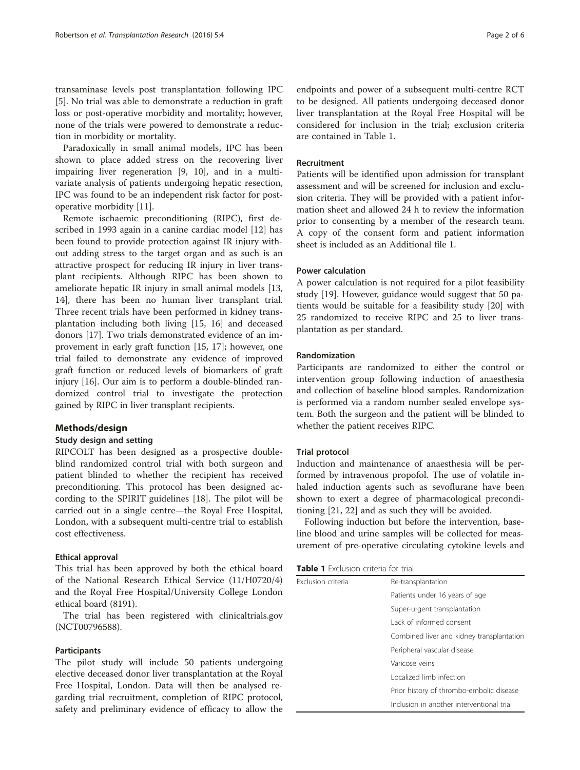transaminase levels post transplantation following IPC [5]. No trial was able to demonstrate a reduction in graft loss or post-operative morbidity and mortality; however, none of the trials were powered to demonstrate a reduction in morbidity or mortality.

Paradoxically in small animal models, IPC has been shown to place added stress on the recovering liver impairing liver regeneration [9, 10], and in a multivariate analysis of patients undergoing hepatic resection, IPC was found to be an independent risk factor for post-operative morbidity [11].

Remote ischaemic preconditioning (RIPC), first described in 1993 again in a canine cardiac model [12] has been found to provide protection against IR injury without adding stress to the target organ and as such is an attractive prospect for reducing IR injury in liver transplant recipients. Although RIPC has been shown to ameliorate hepatic IR injury in small animal models [13, 14], there has been no human liver transplant trial. Three recent trials have been performed in kidney transplantation including both living [15, 16] and deceased donors [17]. Two trials demonstrated evidence of an improvement in early graft function [15, 17]; however, one trial failed to demonstrate any evidence of improved graft function or reduced levels of biomarkers of graft injury [16]. Our aim is to perform a double-blinded randomized control trial to investigate the protection gained by RIPC in liver transplant recipients.

## Methods/design

### Study design and setting

RIPCOLT has been designed as a prospective double-blind randomized control trial with both surgeon and patient blinded to whether the recipient has received preconditioning. This protocol has been designed according to the SPIRIT guidelines [18]. The pilot will be carried out in a single centre—the Royal Free Hospital, London, with a subsequent multi-centre trial to establish cost effectiveness.

#### Ethical approval

This trial has been approved by both the ethical board of the National Research Ethical Service (11/H0720/4) and the Royal Free Hospital/University College London ethical board (8191).

The trial has been registered with clinicaltrials.gov (NCT00796588).

#### Participants

The pilot study will include 50 patients undergoing elective deceased donor liver transplantation at the Royal Free Hospital, London. Data will then be analysed regarding trial recruitment, completion of RIPC protocol, safety and preliminary evidence of efficacy to allow the endpoints and power of a subsequent multi-centre RCT to be designed. All patients undergoing deceased donor liver transplantation at the Royal Free Hospital will be considered for inclusion in the trial; exclusion criteria are contained in Table 1.

#### Recruitment

Patients will be identified upon admission for transplant assessment and will be screened for inclusion and exclusion criteria. They will be provided with a patient information sheet and allowed 24 h to review the information prior to consenting by a member of the research team. A copy of the consent form and patient information sheet is included as an Additional file 1.

#### Power calculation

A power calculation is not required for a pilot feasibility study [19]. However, guidance would suggest that 50 patients would be suitable for a feasibility study [20] with 25 randomized to receive RIPC and 25 to liver transplantation as per standard.

#### Randomization

Participants are randomized to either the control or intervention group following induction of anaesthesia and collection of baseline blood samples. Randomization is performed via a random number sealed envelope system. Both the surgeon and the patient will be blinded to whether the patient receives RIPC.

#### Trial protocol

Induction and maintenance of anaesthesia will be performed by intravenous propofol. The use of volatile inhaled induction agents such as sevoflurane have been shown to exert a degree of pharmacological preconditioning [21, 22] and as such they will be avoided.

Following induction but before the intervention, baseline blood and urine samples will be collected for measurement of pre-operative circulating cytokine levels and

**Table 1** Exclusion criteria for trial

| Exclusion criteria | |
|---|---|
| | Re-transplantation |
| | Patients under 16 years of age |
| | Super-urgent transplantation |
| | Lack of informed consent |
| | Combined liver and kidney transplantation |
| | Peripheral vascular disease |
| | Varicose veins |
| | Localized limb infection |
| | Prior history of thrombo-embolic disease |
| | Inclusion in another interventional trial |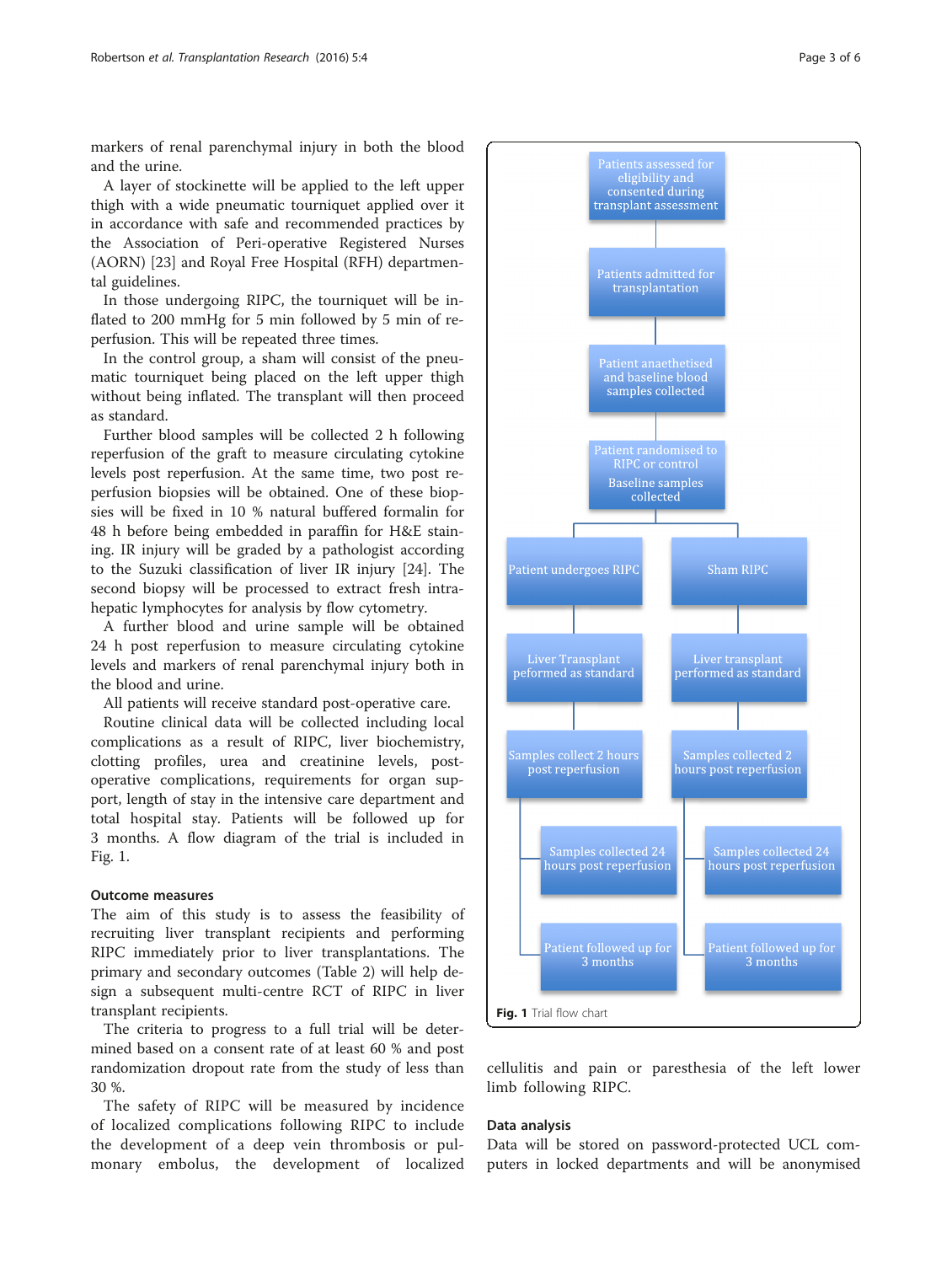markers of renal parenchymal injury in both the blood and the urine.

A layer of stockinette will be applied to the left upper thigh with a wide pneumatic tourniquet applied over it in accordance with safe and recommended practices by the Association of Peri-operative Registered Nurses (AORN) [23] and Royal Free Hospital (RFH) departmental guidelines.

In those undergoing RIPC, the tourniquet will be inflated to 200 mmHg for 5 min followed by 5 min of reperfusion. This will be repeated three times.

In the control group, a sham will consist of the pneumatic tourniquet being placed on the left upper thigh without being inflated. The transplant will then proceed as standard.

Further blood samples will be collected 2 h following reperfusion of the graft to measure circulating cytokine levels post reperfusion. At the same time, two post reperfusion biopsies will be obtained. One of these biopsies will be fixed in 10 % natural buffered formalin for 48 h before being embedded in paraffin for H&E staining. IR injury will be graded by a pathologist according to the Suzuki classification of liver IR injury [24]. The second biopsy will be processed to extract fresh intrahepatic lymphocytes for analysis by flow cytometry.

A further blood and urine sample will be obtained 24 h post reperfusion to measure circulating cytokine levels and markers of renal parenchymal injury both in the blood and urine.

All patients will receive standard post-operative care.

Routine clinical data will be collected including local complications as a result of RIPC, liver biochemistry, clotting profiles, urea and creatinine levels, post-operative complications, requirements for organ support, length of stay in the intensive care department and total hospital stay. Patients will be followed up for 3 months. A flow diagram of the trial is included in Fig. 1.

### Outcome measures

The aim of this study is to assess the feasibility of recruiting liver transplant recipients and performing RIPC immediately prior to liver transplantations. The primary and secondary outcomes (Table 2) will help design a subsequent multi-centre RCT of RIPC in liver transplant recipients.

The criteria to progress to a full trial will be determined based on a consent rate of at least 60 % and post randomization dropout rate from the study of less than 30 %.

The safety of RIPC will be measured by incidence of localized complications following RIPC to include the development of a deep vein thrombosis or pulmonary embolus, the development of localized cellulitis and pain or paresthesia of the left lower limb following RIPC.

Patients assessed for eligibility and consented during transplant assessment → Patients admitted for transplantation → Patient anaethetised and baseline blood samples collected → Patient randomised to RIPC or control; Baseline samples collected

- Patient undergoes RIPC → Liver Transplant peformed as standard → Samples collect 2 hours post reperfusion → Samples collected 24 hours post reperfusion → Patient followed up for 3 months
- Sham RIPC → Liver transplant performed as standard → Samples collected 2 hours post reperfusion → Samples collected 24 hours post reperfusion → Patient followed up for 3 months

**Fig. 1** Trial flow chart

### Data analysis

Data will be stored on password-protected UCL computers in locked departments and will be anonymised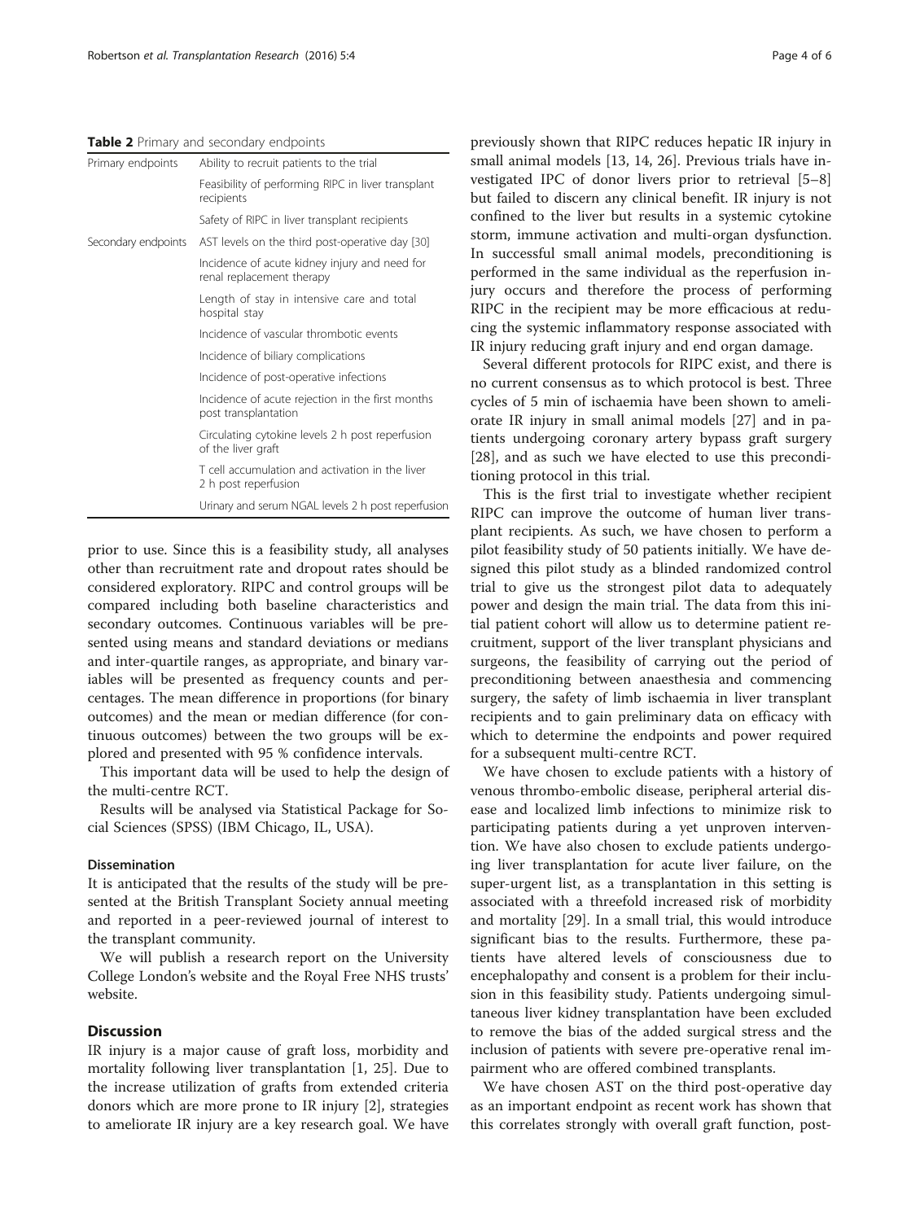**Table 2** Primary and secondary endpoints

| | |
|---|---|
| Primary endpoints | Ability to recruit patients to the trial |
| | Feasibility of performing RIPC in liver transplant recipients |
| | Safety of RIPC in liver transplant recipients |
| Secondary endpoints | AST levels on the third post-operative day [30] |
| | Incidence of acute kidney injury and need for renal replacement therapy |
| | Length of stay in intensive care and total hospital stay |
| | Incidence of vascular thrombotic events |
| | Incidence of biliary complications |
| | Incidence of post-operative infections |
| | Incidence of acute rejection in the first months post transplantation |
| | Circulating cytokine levels 2 h post reperfusion of the liver graft |
| | T cell accumulation and activation in the liver 2 h post reperfusion |
| | Urinary and serum NGAL levels 2 h post reperfusion |

prior to use. Since this is a feasibility study, all analyses other than recruitment rate and dropout rates should be considered exploratory. RIPC and control groups will be compared including both baseline characteristics and secondary outcomes. Continuous variables will be presented using means and standard deviations or medians and inter-quartile ranges, as appropriate, and binary variables will be presented as frequency counts and percentages. The mean difference in proportions (for binary outcomes) and the mean or median difference (for continuous outcomes) between the two groups will be explored and presented with 95 % confidence intervals.

This important data will be used to help the design of the multi-centre RCT.

Results will be analysed via Statistical Package for Social Sciences (SPSS) (IBM Chicago, IL, USA).

### Dissemination

It is anticipated that the results of the study will be presented at the British Transplant Society annual meeting and reported in a peer-reviewed journal of interest to the transplant community.

We will publish a research report on the University College London's website and the Royal Free NHS trusts' website.

## Discussion

IR injury is a major cause of graft loss, morbidity and mortality following liver transplantation [1, 25]. Due to the increase utilization of grafts from extended criteria donors which are more prone to IR injury [2], strategies to ameliorate IR injury are a key research goal. We have previously shown that RIPC reduces hepatic IR injury in small animal models [13, 14, 26]. Previous trials have investigated IPC of donor livers prior to retrieval [5–8] but failed to discern any clinical benefit. IR injury is not confined to the liver but results in a systemic cytokine storm, immune activation and multi-organ dysfunction. In successful small animal models, preconditioning is performed in the same individual as the reperfusion injury occurs and therefore the process of performing RIPC in the recipient may be more efficacious at reducing the systemic inflammatory response associated with IR injury reducing graft injury and end organ damage.

Several different protocols for RIPC exist, and there is no current consensus as to which protocol is best. Three cycles of 5 min of ischaemia have been shown to ameliorate IR injury in small animal models [27] and in patients undergoing coronary artery bypass graft surgery [28], and as such we have elected to use this preconditioning protocol in this trial.

This is the first trial to investigate whether recipient RIPC can improve the outcome of human liver transplant recipients. As such, we have chosen to perform a pilot feasibility study of 50 patients initially. We have designed this pilot study as a blinded randomized control trial to give us the strongest pilot data to adequately power and design the main trial. The data from this initial patient cohort will allow us to determine patient recruitment, support of the liver transplant physicians and surgeons, the feasibility of carrying out the period of preconditioning between anaesthesia and commencing surgery, the safety of limb ischaemia in liver transplant recipients and to gain preliminary data on efficacy with which to determine the endpoints and power required for a subsequent multi-centre RCT.

We have chosen to exclude patients with a history of venous thrombo-embolic disease, peripheral arterial disease and localized limb infections to minimize risk to participating patients during a yet unproven intervention. We have also chosen to exclude patients undergoing liver transplantation for acute liver failure, on the super-urgent list, as a transplantation in this setting is associated with a threefold increased risk of morbidity and mortality [29]. In a small trial, this would introduce significant bias to the results. Furthermore, these patients have altered levels of consciousness due to encephalopathy and consent is a problem for their inclusion in this feasibility study. Patients undergoing simultaneous liver kidney transplantation have been excluded to remove the bias of the added surgical stress and the inclusion of patients with severe pre-operative renal impairment who are offered combined transplants.

We have chosen AST on the third post-operative day as an important endpoint as recent work has shown that this correlates strongly with overall graft function, post-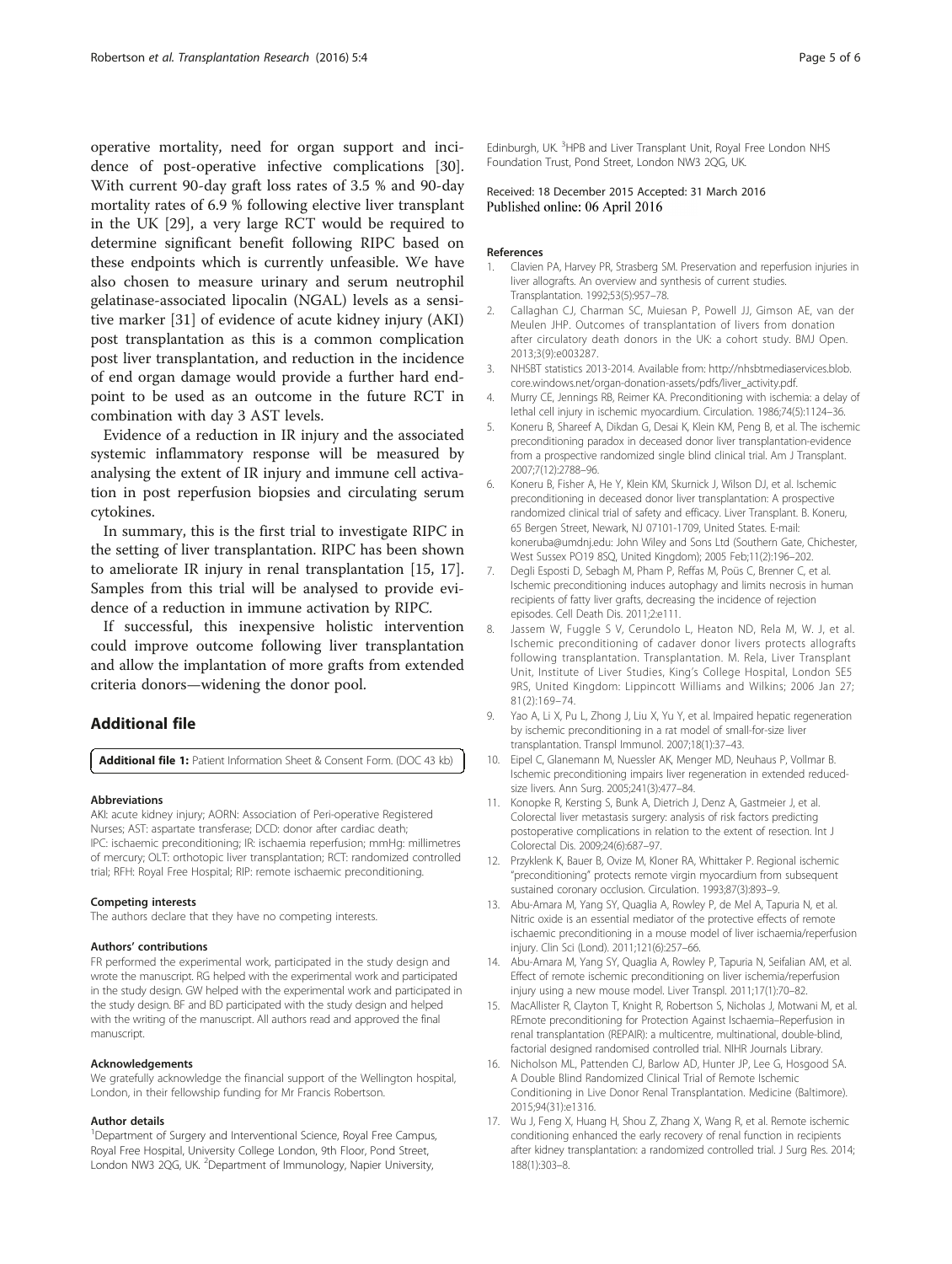operative mortality, need for organ support and incidence of post-operative infective complications [30]. With current 90-day graft loss rates of 3.5 % and 90-day mortality rates of 6.9 % following elective liver transplant in the UK [29], a very large RCT would be required to determine significant benefit following RIPC based on these endpoints which is currently unfeasible. We have also chosen to measure urinary and serum neutrophil gelatinase-associated lipocalin (NGAL) levels as a sensitive marker [31] of evidence of acute kidney injury (AKI) post transplantation as this is a common complication post liver transplantation, and reduction in the incidence of end organ damage would provide a further hard endpoint to be used as an outcome in the future RCT in combination with day 3 AST levels.

Evidence of a reduction in IR injury and the associated systemic inflammatory response will be measured by analysing the extent of IR injury and immune cell activation in post reperfusion biopsies and circulating serum cytokines.

In summary, this is the first trial to investigate RIPC in the setting of liver transplantation. RIPC has been shown to ameliorate IR injury in renal transplantation [15, 17]. Samples from this trial will be analysed to provide evidence of a reduction in immune activation by RIPC.

If successful, this inexpensive holistic intervention could improve outcome following liver transplantation and allow the implantation of more grafts from extended criteria donors—widening the donor pool.

## Additional file

**Additional file 1:** Patient Information Sheet & Consent Form. (DOC 43 kb)

#### Abbreviations

AKI: acute kidney injury; AORN: Association of Peri-operative Registered Nurses; AST: aspartate transferase; DCD: donor after cardiac death; IPC: ischaemic preconditioning; IR: ischaemia reperfusion; mmHg: millimetres of mercury; OLT: orthotopic liver transplantation; RCT: randomized controlled trial; RFH: Royal Free Hospital; RIP: remote ischaemic preconditioning.

#### Competing interests

The authors declare that they have no competing interests.

#### Authors' contributions

FR performed the experimental work, participated in the study design and wrote the manuscript. RG helped with the experimental work and participated in the study design. GW helped with the experimental work and participated in the study design. BF and BD participated with the study design and helped with the writing of the manuscript. All authors read and approved the final manuscript.

#### Acknowledgements

We gratefully acknowledge the financial support of the Wellington hospital, London, in their fellowship funding for Mr Francis Robertson.

#### Author details

[1]Department of Surgery and Interventional Science, Royal Free Campus, Royal Free Hospital, University College London, 9th Floor, Pond Street, London NW3 2QG, UK. [2]Department of Immunology, Napier University, Edinburgh, UK. [3]HPB and Liver Transplant Unit, Royal Free London NHS Foundation Trust, Pond Street, London NW3 2QG, UK.

Received: 18 December 2015 Accepted: 31 March 2016
Published online: 06 April 2016

#### References

1. Clavien PA, Harvey PR, Strasberg SM. Preservation and reperfusion injuries in liver allografts. An overview and synthesis of current studies. Transplantation. 1992;53(5):957–78.
2. Callaghan CJ, Charman SC, Muiesan P, Powell JJ, Gimson AE, van der Meulen JHP. Outcomes of transplantation of livers from donation after circulatory death donors in the UK: a cohort study. BMJ Open. 2013;3(9):e003287.
3. NHSBT statistics 2013-2014. Available from: http://nhsbtmediaservices.blob.core.windows.net/organ-donation-assets/pdfs/liver_activity.pdf.
4. Murry CE, Jennings RB, Reimer KA. Preconditioning with ischemia: a delay of lethal cell injury in ischemic myocardium. Circulation. 1986;74(5):1124–36.
5. Koneru B, Shareef A, Dikdan G, Desai K, Klein KM, Peng B, et al. The ischemic preconditioning paradox in deceased donor liver transplantation-evidence from a prospective randomized single blind clinical trial. Am J Transplant. 2007;7(12):2788–96.
6. Koneru B, Fisher A, He Y, Klein KM, Skurnick J, Wilson DJ, et al. Ischemic preconditioning in deceased donor liver transplantation: A prospective randomized clinical trial of safety and efficacy. Liver Transplant. B. Koneru, 65 Bergen Street, Newark, NJ 07101-1709, United States. E-mail: koneruba@umdnj.edu: John Wiley and Sons Ltd (Southern Gate, Chichester, West Sussex PO19 8SQ, United Kingdom); 2005 Feb;11(2):196–202.
7. Degli Esposti D, Sebagh M, Pham P, Reffas M, Poüs C, Brenner C, et al. Ischemic preconditioning induces autophagy and limits necrosis in human recipients of fatty liver grafts, decreasing the incidence of rejection episodes. Cell Death Dis. 2011;2:e111.
8. Jassem W, Fuggle S V, Cerundolo L, Heaton ND, Rela M, W. J, et al. Ischemic preconditioning of cadaver donor livers protects allografts following transplantation. Transplantation. M. Rela, Liver Transplant Unit, Institute of Liver Studies, King's College Hospital, London SE5 9RS, United Kingdom: Lippincott Williams and Wilkins; 2006 Jan 27; 81(2):169–74.
9. Yao A, Li X, Pu L, Zhong J, Liu X, Yu Y, et al. Impaired hepatic regeneration by ischemic preconditioning in a rat model of small-for-size liver transplantation. Transpl Immunol. 2007;18(1):37–43.
10. Eipel C, Glanemann M, Nuessler AK, Menger MD, Neuhaus P, Vollmar B. Ischemic preconditioning impairs liver regeneration in extended reduced-size livers. Ann Surg. 2005;241(3):477–84.
11. Konopke R, Kersting S, Bunk A, Dietrich J, Denz A, Gastmeier J, et al. Colorectal liver metastasis surgery: analysis of risk factors predicting postoperative complications in relation to the extent of resection. Int J Colorectal Dis. 2009;24(6):687–97.
12. Przyklenk K, Bauer B, Ovize M, Kloner RA, Whittaker P. Regional ischemic "preconditioning" protects remote virgin myocardium from subsequent sustained coronary occlusion. Circulation. 1993;87(3):893–9.
13. Abu-Amara M, Yang SY, Quaglia A, Rowley P, de Mel A, Tapuria N, et al. Nitric oxide is an essential mediator of the protective effects of remote ischaemic preconditioning in a mouse model of liver ischaemia/reperfusion injury. Clin Sci (Lond). 2011;121(6):257–66.
14. Abu-Amara M, Yang SY, Quaglia A, Rowley P, Tapuria N, Seifalian AM, et al. Effect of remote ischemic preconditioning on liver ischemia/reperfusion injury using a new mouse model. Liver Transpl. 2011;17(1):70–82.
15. MacAllister R, Clayton T, Knight R, Robertson S, Nicholas J, Motwani M, et al. REmote preconditioning for Protection Against Ischaemia–Reperfusion in renal transplantation (REPAIR): a multicentre, multinational, double-blind, factorial designed randomised controlled trial. NIHR Journals Library.
16. Nicholson ML, Pattenden CJ, Barlow AD, Hunter JP, Lee G, Hosgood SA. A Double Blind Randomized Clinical Trial of Remote Ischemic Conditioning in Live Donor Renal Transplantation. Medicine (Baltimore). 2015;94(31):e1316.
17. Wu J, Feng X, Huang H, Shou Z, Zhang X, Wang R, et al. Remote ischemic conditioning enhanced the early recovery of renal function in recipients after kidney transplantation: a randomized controlled trial. J Surg Res. 2014; 188(1):303–8.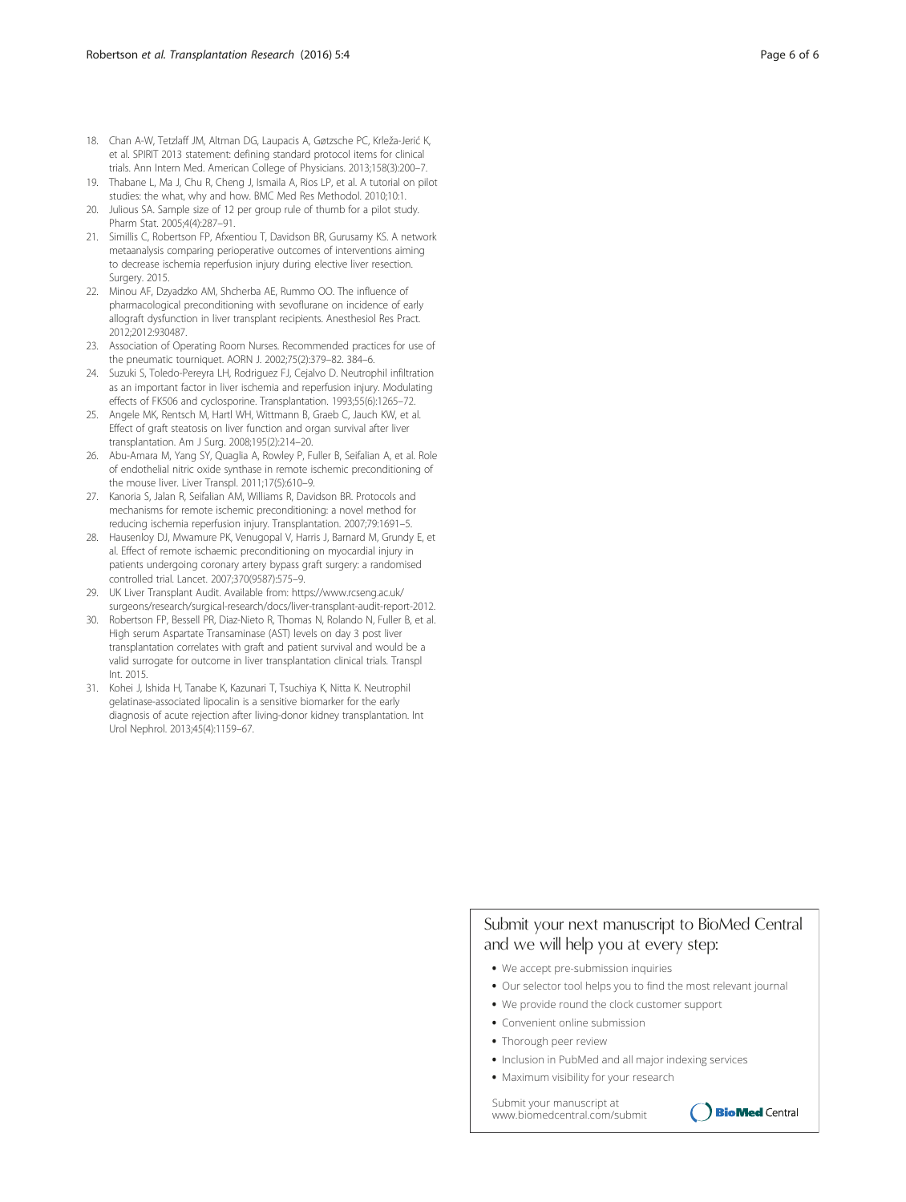18. Chan A-W, Tetzlaff JM, Altman DG, Laupacis A, Gøtzsche PC, Krleža-Jerić K, et al. SPIRIT 2013 statement: defining standard protocol items for clinical trials. Ann Intern Med. American College of Physicians. 2013;158(3):200–7.
19. Thabane L, Ma J, Chu R, Cheng J, Ismaila A, Rios LP, et al. A tutorial on pilot studies: the what, why and how. BMC Med Res Methodol. 2010;10:1.
20. Julious SA. Sample size of 12 per group rule of thumb for a pilot study. Pharm Stat. 2005;4(4):287–91.
21. Simillis C, Robertson FP, Afxentiou T, Davidson BR, Gurusamy KS. A network metaanalysis comparing perioperative outcomes of interventions aiming to decrease ischemia reperfusion injury during elective liver resection. Surgery. 2015.
22. Minou AF, Dzyadzko AM, Shcherba AE, Rummo OO. The influence of pharmacological preconditioning with sevoflurane on incidence of early allograft dysfunction in liver transplant recipients. Anesthesiol Res Pract. 2012;2012:930487.
23. Association of Operating Room Nurses. Recommended practices for use of the pneumatic tourniquet. AORN J. 2002;75(2):379–82. 384–6.
24. Suzuki S, Toledo-Pereyra LH, Rodriguez FJ, Cejalvo D. Neutrophil infiltration as an important factor in liver ischemia and reperfusion injury. Modulating effects of FK506 and cyclosporine. Transplantation. 1993;55(6):1265–72.
25. Angele MK, Rentsch M, Hartl WH, Wittmann B, Graeb C, Jauch KW, et al. Effect of graft steatosis on liver function and organ survival after liver transplantation. Am J Surg. 2008;195(2):214–20.
26. Abu-Amara M, Yang SY, Quaglia A, Rowley P, Fuller B, Seifalian A, et al. Role of endothelial nitric oxide synthase in remote ischemic preconditioning of the mouse liver. Liver Transpl. 2011;17(5):610–9.
27. Kanoria S, Jalan R, Seifalian AM, Williams R, Davidson BR. Protocols and mechanisms for remote ischemic preconditioning: a novel method for reducing ischemia reperfusion injury. Transplantation. 2007;79:1691–5.
28. Hausenloy DJ, Mwamure PK, Venugopal V, Harris J, Barnard M, Grundy E, et al. Effect of remote ischaemic preconditioning on myocardial injury in patients undergoing coronary artery bypass graft surgery: a randomised controlled trial. Lancet. 2007;370(9587):575–9.
29. UK Liver Transplant Audit. Available from: https://www.rcseng.ac.uk/surgeons/research/surgical-research/docs/liver-transplant-audit-report-2012.
30. Robertson FP, Bessell PR, Diaz-Nieto R, Thomas N, Rolando N, Fuller B, et al. High serum Aspartate Transaminase (AST) levels on day 3 post liver transplantation correlates with graft and patient survival and would be a valid surrogate for outcome in liver transplantation clinical trials. Transpl Int. 2015.
31. Kohei J, Ishida H, Tanabe K, Kazunari T, Tsuchiya K, Nitta K. Neutrophil gelatinase-associated lipocalin is a sensitive biomarker for the early diagnosis of acute rejection after living-donor kidney transplantation. Int Urol Nephrol. 2013;45(4):1159–67.

Submit your next manuscript to BioMed Central and we will help you at every step:

- We accept pre-submission inquiries
- Our selector tool helps you to find the most relevant journal
- We provide round the clock customer support
- Convenient online submission
- Thorough peer review
- Inclusion in PubMed and all major indexing services
- Maximum visibility for your research

Submit your manuscript at www.biomedcentral.com/submit

BioMed Central